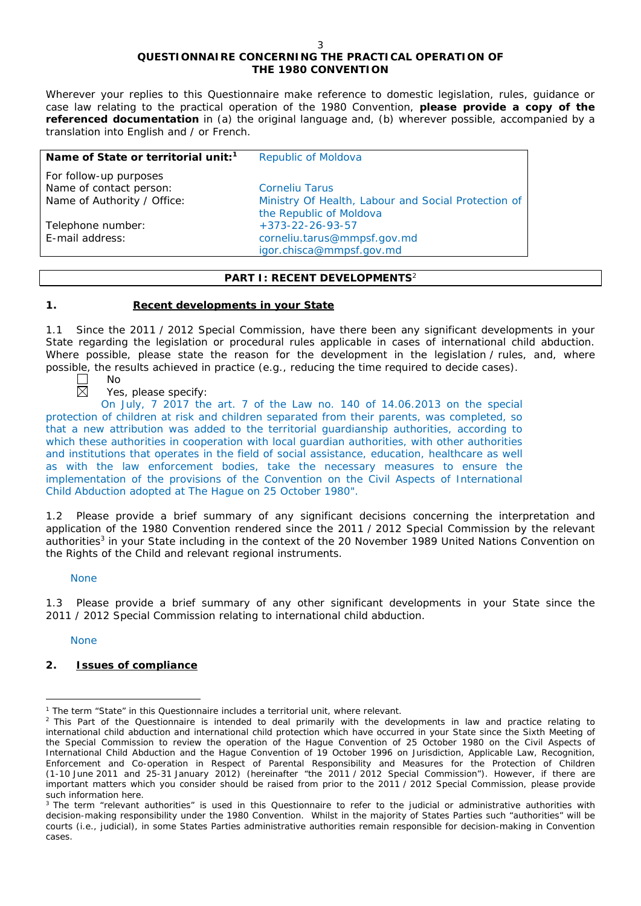# QUESTIONNAIRE CONCERNING THE PRACTICAL OPERATION OF THE 1980 CONVENTION

Wherever your replies to this Questionnaire make reference to domestic legislation, rules, guidance or case law relating to the practical operation of the 1980 Convention, **please provide a copy of the referenced documentation** in (a) the original language and, (b) wherever possible, accompanied by a translation into English and / or French.

| **Name of State or territorial unit:**[1] | Republic of Moldova |
|---|---|
| For follow-up purposes | |
| Name of contact person: | Corneliu Tarus |
| Name of Authority / Office: | Ministry Of Health, Labour and Social Protection of the Republic of Moldova |
| Telephone number: | +373-22-26-93-57 |
| E-mail address: | corneliu.tarus@mmpsf.gov.md<br>igor.chisca@mmpsf.gov.md |

## PART I: RECENT DEVELOPMENTS[2]

### 1. Recent developments in your State

1.1 Since the 2011 / 2012 Special Commission, have there been any significant developments in your State regarding the legislation or procedural rules applicable in cases of international child abduction. Where possible, please state the reason for the development in the legislation / rules, and, where possible, the results achieved in practice (e.g., reducing the time required to decide cases).

☐ No

☒ Yes, please specify:

On July, 7 2017 the art. 7 of the Law no. 140 of 14.06.2013 on the special protection of children at risk and children separated from their parents, was completed, so that a new attribution was added to the territorial guardianship authorities, according to which these authorities in cooperation with local guardian authorities, with other authorities and institutions that operates in the field of social assistance, education, healthcare as well as with the law enforcement bodies, take the necessary measures to ensure the implementation of the provisions of the Convention on the Civil Aspects of International Child Abduction adopted at The Hague on 25 October 1980".

1.2 Please provide a brief summary of any significant decisions concerning the interpretation and application of the 1980 Convention rendered since the 2011 / 2012 Special Commission by the relevant authorities[3] in your State including in the context of the 20 November 1989 United Nations Convention on the Rights of the Child and relevant regional instruments.

None

1.3 Please provide a brief summary of any other significant developments in your State since the 2011 / 2012 Special Commission relating to international child abduction.

None

### 2. Issues of compliance

---

[1] The term "State" in this Questionnaire includes a territorial unit, where relevant.

[2] This Part of the Questionnaire is intended to deal primarily with the developments in law and practice relating to international child abduction and international child protection which have occurred in your State since the Sixth Meeting of the Special Commission to review the operation of the Hague Convention of 25 October 1980 on the Civil Aspects of International Child Abduction and the Hague Convention of 19 October 1996 on Jurisdiction, Applicable Law, Recognition, Enforcement and Co-operation in Respect of Parental Responsibility and Measures for the Protection of Children (1-10 June 2011 and 25-31 January 2012) (hereinafter "the 2011 / 2012 Special Commission"). However, if there are important matters which you consider should be raised from prior to the 2011 / 2012 Special Commission, please provide such information here.

[3] The term "relevant authorities" is used in this Questionnaire to refer to the judicial or administrative authorities with decision-making responsibility under the 1980 Convention. Whilst in the majority of States Parties such "authorities" will be courts (i.e., judicial), in some States Parties administrative authorities remain responsible for decision-making in Convention cases.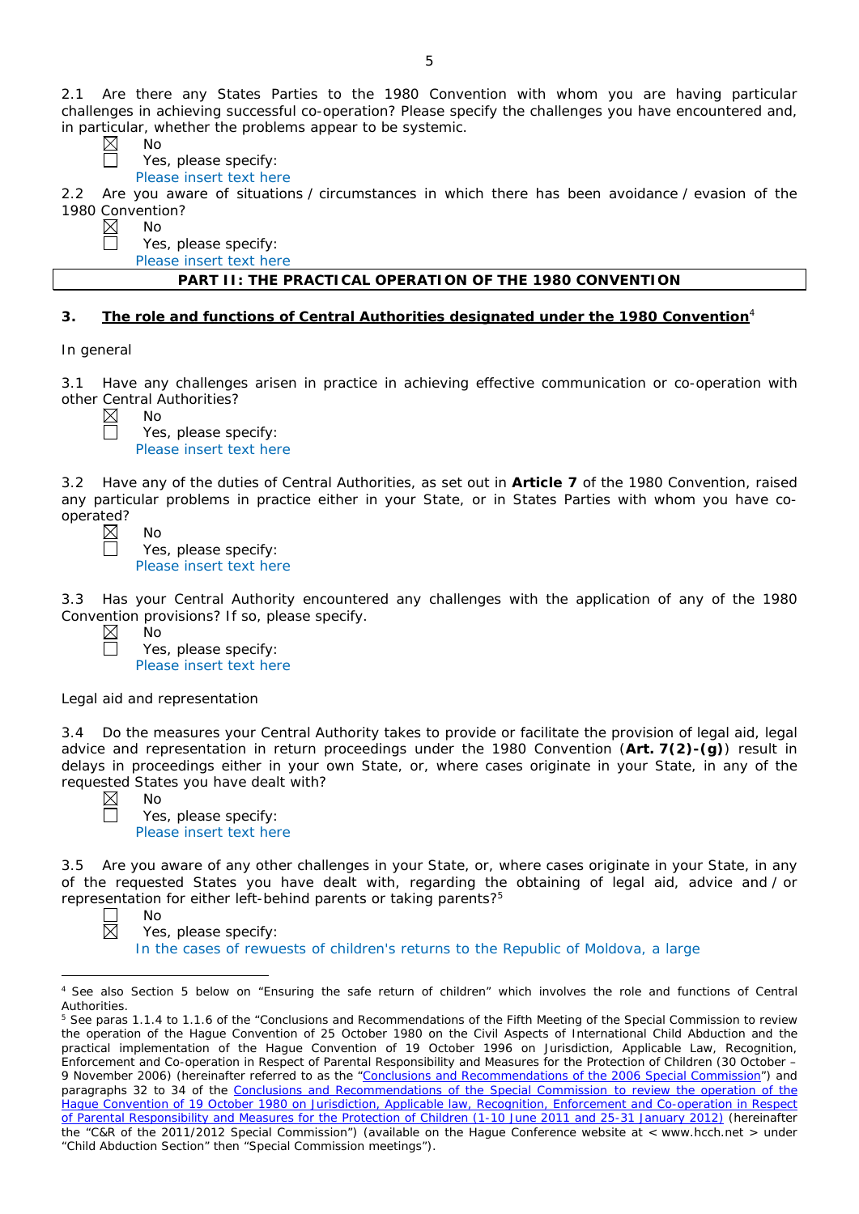2.1 Are there any States Parties to the 1980 Convention with whom you are having particular challenges in achieving successful co-operation? Please specify the challenges you have encountered and, in particular, whether the problems appear to be systemic.

☒ No
☐ Yes, please specify:
Please insert text here

2.2 Are you aware of situations / circumstances in which there has been avoidance / evasion of the 1980 Convention?

☒ No
☐ Yes, please specify:
Please insert text here

**PART II: THE PRACTICAL OPERATION OF THE 1980 CONVENTION**

## 3. The role and functions of Central Authorities designated under the 1980 Convention[4]

In general

3.1 Have any challenges arisen in practice in achieving effective communication or co-operation with other Central Authorities?

☒ No
☐ Yes, please specify:
Please insert text here

3.2 Have any of the duties of Central Authorities, as set out in **Article 7** of the 1980 Convention, raised any particular problems in practice either in your State, or in States Parties with whom you have co-operated?

☒ No
☐ Yes, please specify:
Please insert text here

3.3 Has your Central Authority encountered any challenges with the application of any of the 1980 Convention provisions? If so, please specify.

☒ No
☐ Yes, please specify:
Please insert text here

Legal aid and representation

3.4 Do the measures your Central Authority takes to provide or facilitate the provision of legal aid, legal advice and representation in return proceedings under the 1980 Convention (**Art. 7(2)-(g)**) result in delays in proceedings either in your own State, or, where cases originate in your State, in any of the requested States you have dealt with?

☒ No
☐ Yes, please specify:
Please insert text here

3.5 Are you aware of any other challenges in your State, or, where cases originate in your State, in any of the requested States you have dealt with, regarding the obtaining of legal aid, advice and / or representation for either left-behind parents or taking parents?[5]

☐ No
☒ Yes, please specify:
In the cases of rewuests of children's returns to the Republic of Moldova, a large

---

[4] See also Section 5 below on "Ensuring the safe return of children" which involves the role and functions of Central Authorities.

[5] See paras 1.1.4 to 1.1.6 of the "Conclusions and Recommendations of the Fifth Meeting of the Special Commission to review the operation of the Hague Convention of 25 October 1980 on the Civil Aspects of International Child Abduction and the practical implementation of the Hague Convention of 19 October 1996 on Jurisdiction, Applicable Law, Recognition, Enforcement and Co-operation in Respect of Parental Responsibility and Measures for the Protection of Children (30 October – 9 November 2006) (hereinafter referred to as the "Conclusions and Recommendations of the 2006 Special Commission") and paragraphs 32 to 34 of the Conclusions and Recommendations of the Special Commission to review the operation of the Hague Convention of 19 October 1980 on Jurisdiction, Applicable law, Recognition, Enforcement and Co-operation in Respect of Parental Responsibility and Measures for the Protection of Children (1-10 June 2011 and 25-31 January 2012) (hereinafter the "C&R of the 2011/2012 Special Commission") (available on the Hague Conference website at < www.hcch.net > under "Child Abduction Section" then "Special Commission meetings").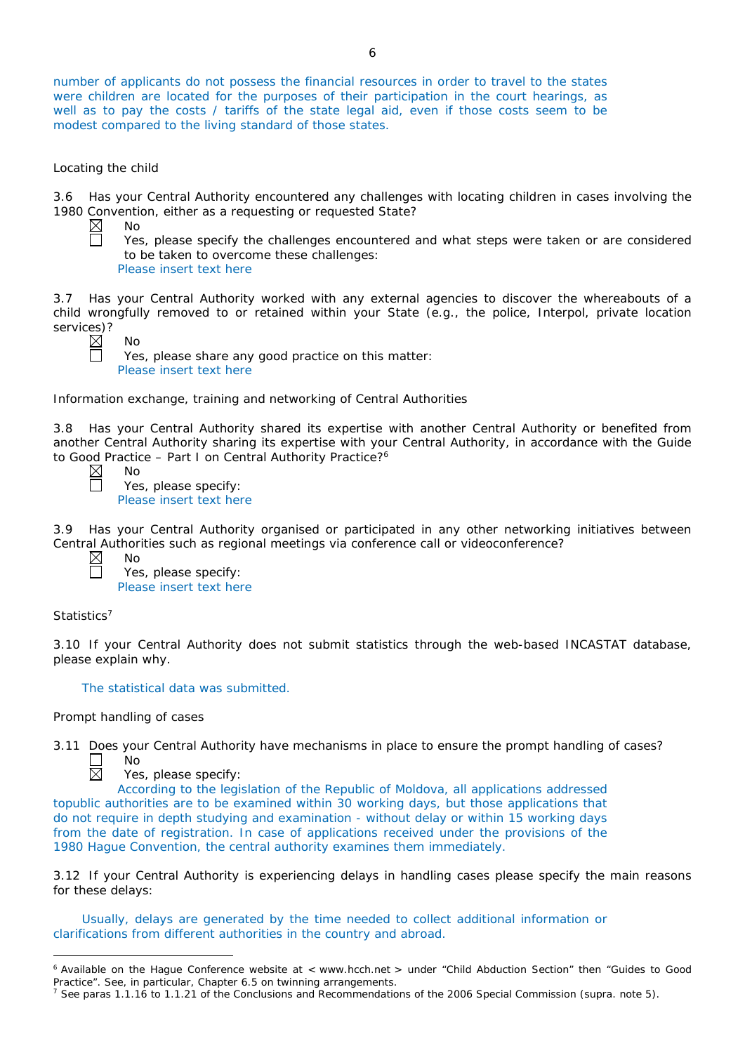number of applicants do not possess the financial resources in order to travel to the states were children are located for the purposes of their participation in the court hearings, as well as to pay the costs / tariffs of the state legal aid, even if those costs seem to be modest compared to the living standard of those states.

Locating the child

3.6 Has your Central Authority encountered any challenges with locating children in cases involving the 1980 Convention, either as a requesting or requested State?

☒ No
☐ Yes, please specify the challenges encountered and what steps were taken or are considered to be taken to overcome these challenges:
Please insert text here

3.7 Has your Central Authority worked with any external agencies to discover the whereabouts of a child wrongfully removed to or retained within your State (e.g., the police, Interpol, private location services)?

☒ No
☐ Yes, please share any good practice on this matter:
Please insert text here

Information exchange, training and networking of Central Authorities

3.8 Has your Central Authority shared its expertise with another Central Authority or benefited from another Central Authority sharing its expertise with your Central Authority, in accordance with the Guide to Good Practice – Part I on Central Authority Practice?[6]

☒ No
☐ Yes, please specify:
Please insert text here

3.9 Has your Central Authority organised or participated in any other networking initiatives between Central Authorities such as regional meetings via conference call or videoconference?

☒ No
☐ Yes, please specify:
Please insert text here

Statistics[7]

3.10 If your Central Authority does not submit statistics through the web-based INCASTAT database, please explain why.

The statistical data was submitted.

Prompt handling of cases

3.11 Does your Central Authority have mechanisms in place to ensure the prompt handling of cases?

☐ No
☒ Yes, please specify:
According to the legislation of the Republic of Moldova, all applications addressed topublic authorities are to be examined within 30 working days, but those applications that do not require in depth studying and examination - without delay or within 15 working days from the date of registration. In case of applications received under the provisions of the 1980 Hague Convention, the central authority examines them immediately.

3.12 If your Central Authority is experiencing delays in handling cases please specify the main reasons for these delays:

Usually, delays are generated by the time needed to collect additional information or clarifications from different authorities in the country and abroad.

---

[6] Available on the Hague Conference website at < www.hcch.net > under "Child Abduction Section" then "Guides to Good Practice". See, in particular, Chapter 6.5 on twinning arrangements.

[7] See paras 1.1.16 to 1.1.21 of the Conclusions and Recommendations of the 2006 Special Commission (supra. note 5).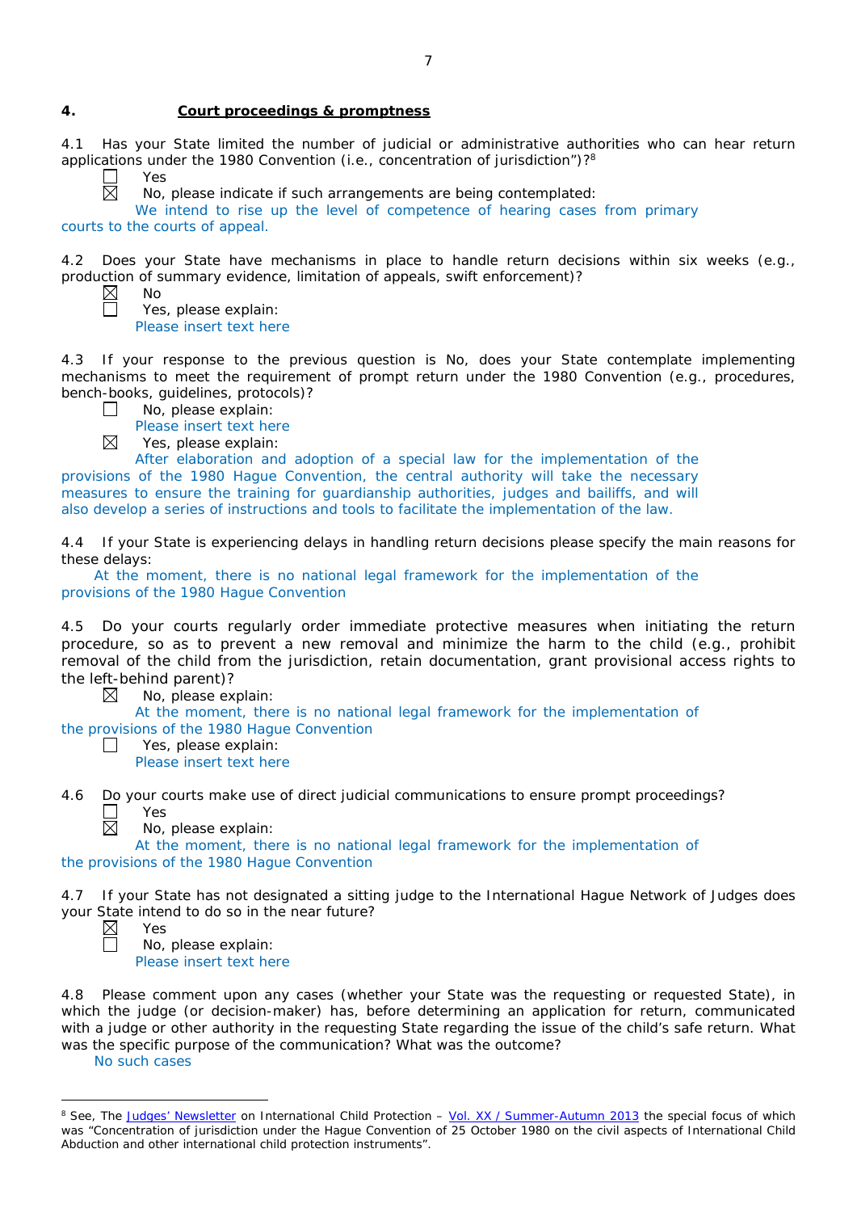## 4. Court proceedings & promptness

4.1 Has your State limited the number of judicial or administrative authorities who can hear return applications under the 1980 Convention (i.e., concentration of jurisdiction")?[8]

☐ Yes

☒ No, please indicate if such arrangements are being contemplated:

We intend to rise up the level of competence of hearing cases from primary courts to the courts of appeal.

4.2 Does your State have mechanisms in place to handle return decisions within six weeks (e.g., production of summary evidence, limitation of appeals, swift enforcement)?

☒ No

☐ Yes, please explain:

Please insert text here

4.3 If your response to the previous question is No, does your State contemplate implementing mechanisms to meet the requirement of prompt return under the 1980 Convention (e.g., procedures, bench-books, guidelines, protocols)?

☐ No, please explain:

Please insert text here

☒ Yes, please explain:

After elaboration and adoption of a special law for the implementation of the provisions of the 1980 Hague Convention, the central authority will take the necessary measures to ensure the training for guardianship authorities, judges and bailiffs, and will also develop a series of instructions and tools to facilitate the implementation of the law.

4.4 If your State is experiencing delays in handling return decisions please specify the main reasons for these delays:

At the moment, there is no national legal framework for the implementation of the provisions of the 1980 Hague Convention

4.5 Do your courts regularly order immediate protective measures when initiating the return procedure, so as to prevent a new removal and minimize the harm to the child (e.g., prohibit removal of the child from the jurisdiction, retain documentation, grant provisional access rights to the left-behind parent)?

☒ No, please explain:

At the moment, there is no national legal framework for the implementation of the provisions of the 1980 Hague Convention

☐ Yes, please explain:

Please insert text here

4.6 Do your courts make use of direct judicial communications to ensure prompt proceedings?

☐ Yes

☒ No, please explain:

At the moment, there is no national legal framework for the implementation of the provisions of the 1980 Hague Convention

4.7 If your State has not designated a sitting judge to the International Hague Network of Judges does your State intend to do so in the near future?

☒ Yes

☐ No, please explain:

Please insert text here

4.8 Please comment upon any cases (whether your State was the requesting or requested State), in which the judge (or decision-maker) has, before determining an application for return, communicated with a judge or other authority in the requesting State regarding the issue of the child's safe return. What was the specific purpose of the communication? What was the outcome?

No such cases

---

[8] See, The Judges' Newsletter on International Child Protection – Vol. XX / Summer-Autumn 2013 the special focus of which was "Concentration of jurisdiction under the Hague Convention of 25 October 1980 on the civil aspects of International Child Abduction and other international child protection instruments".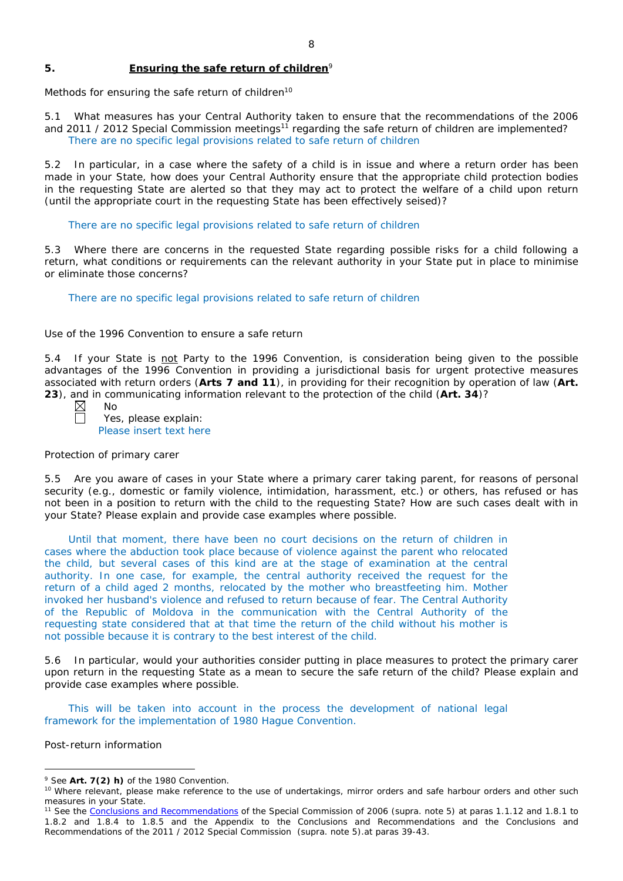## 5. **Ensuring the safe return of children**[9]

Methods for ensuring the safe return of children[10]

5.1 What measures has your Central Authority taken to ensure that the recommendations of the 2006 and 2011 / 2012 Special Commission meetings[11] regarding the safe return of children are implemented?

There are no specific legal provisions related to safe return of children

5.2 In particular, in a case where the safety of a child is in issue and where a return order has been made in your State, how does your Central Authority ensure that the appropriate child protection bodies in the requesting State are alerted so that they may act to protect the welfare of a child upon return (until the appropriate court in the requesting State has been effectively seised)?

There are no specific legal provisions related to safe return of children

5.3 Where there are concerns in the requested State regarding possible risks for a child following a return, what conditions or requirements can the relevant authority in your State put in place to minimise or eliminate those concerns?

There are no specific legal provisions related to safe return of children

Use of the 1996 Convention to ensure a safe return

5.4 If your State is not Party to the 1996 Convention, is consideration being given to the possible advantages of the 1996 Convention in providing a jurisdictional basis for urgent protective measures associated with return orders (**Arts 7 and 11**), in providing for their recognition by operation of law (**Art. 23**), and in communicating information relevant to the protection of the child (**Art. 34**)?

☒ No

☐ Yes, please explain:

Please insert text here

Protection of primary carer

5.5 Are you aware of cases in your State where a primary carer taking parent, for reasons of personal security (e.g., domestic or family violence, intimidation, harassment, etc.) or others, has refused or has not been in a position to return with the child to the requesting State? How are such cases dealt with in your State? Please explain and provide case examples where possible.

Until that moment, there have been no court decisions on the return of children in cases where the abduction took place because of violence against the parent who relocated the child, but several cases of this kind are at the stage of examination at the central authority. In one case, for example, the central authority received the request for the return of a child aged 2 months, relocated by the mother who breastfeeting him. Mother invoked her husband's violence and refused to return because of fear. The Central Authority of the Republic of Moldova in the communication with the Central Authority of the requesting state considered that at that time the return of the child without his mother is not possible because it is contrary to the best interest of the child.

5.6 In particular, would your authorities consider putting in place measures to protect the primary carer upon return in the requesting State as a mean to secure the safe return of the child? Please explain and provide case examples where possible.

This will be taken into account in the process the development of national legal framework for the implementation of 1980 Hague Convention.

Post-return information

---

[9] See **Art. 7(2) h)** of the 1980 Convention.

[10] Where relevant, please make reference to the use of undertakings, mirror orders and safe harbour orders and other such measures in your State.

[11] See the Conclusions and Recommendations of the Special Commission of 2006 (supra. note 5) at paras 1.1.12 and 1.8.1 to 1.8.2 and 1.8.4 to 1.8.5 and the Appendix to the Conclusions and Recommendations and the Conclusions and Recommendations of the 2011 / 2012 Special Commission (supra. note 5).at paras 39-43.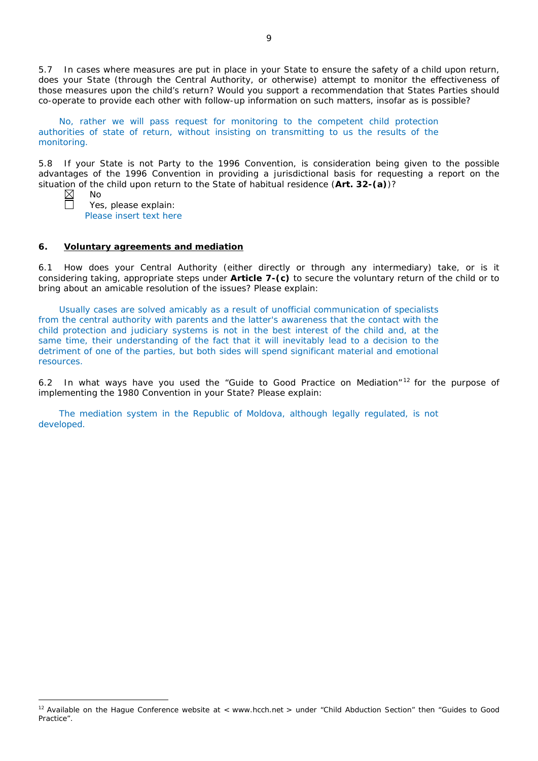5.7 In cases where measures are put in place in your State to ensure the safety of a child upon return, does your State (through the Central Authority, or otherwise) attempt to monitor the effectiveness of those measures upon the child's return? Would you support a recommendation that States Parties should co-operate to provide each other with follow-up information on such matters, insofar as is possible?

No, rather we will pass request for monitoring to the competent child protection authorities of state of return, without insisting on transmitting to us the results of the monitoring.

5.8 If your State is not Party to the 1996 Convention, is consideration being given to the possible advantages of the 1996 Convention in providing a jurisdictional basis for requesting a report on the situation of the child upon return to the State of habitual residence (**Art. 32-(a)**)?

☒ No
☐ Yes, please explain:
Please insert text here

## 6. Voluntary agreements and mediation

6.1 How does your Central Authority (either directly or through any intermediary) take, or is it considering taking, appropriate steps under **Article 7-(c)** to secure the voluntary return of the child or to bring about an amicable resolution of the issues? Please explain:

Usually cases are solved amicably as a result of unofficial communication of specialists from the central authority with parents and the latter's awareness that the contact with the child protection and judiciary systems is not in the best interest of the child and, at the same time, their understanding of the fact that it will inevitably lead to a decision to the detriment of one of the parties, but both sides will spend significant material and emotional resources.

6.2 In what ways have you used the "Guide to Good Practice on Mediation"[12] for the purpose of implementing the 1980 Convention in your State? Please explain:

The mediation system in the Republic of Moldova, although legally regulated, is not developed.

[12] Available on the Hague Conference website at < www.hcch.net > under "Child Abduction Section" then "Guides to Good Practice".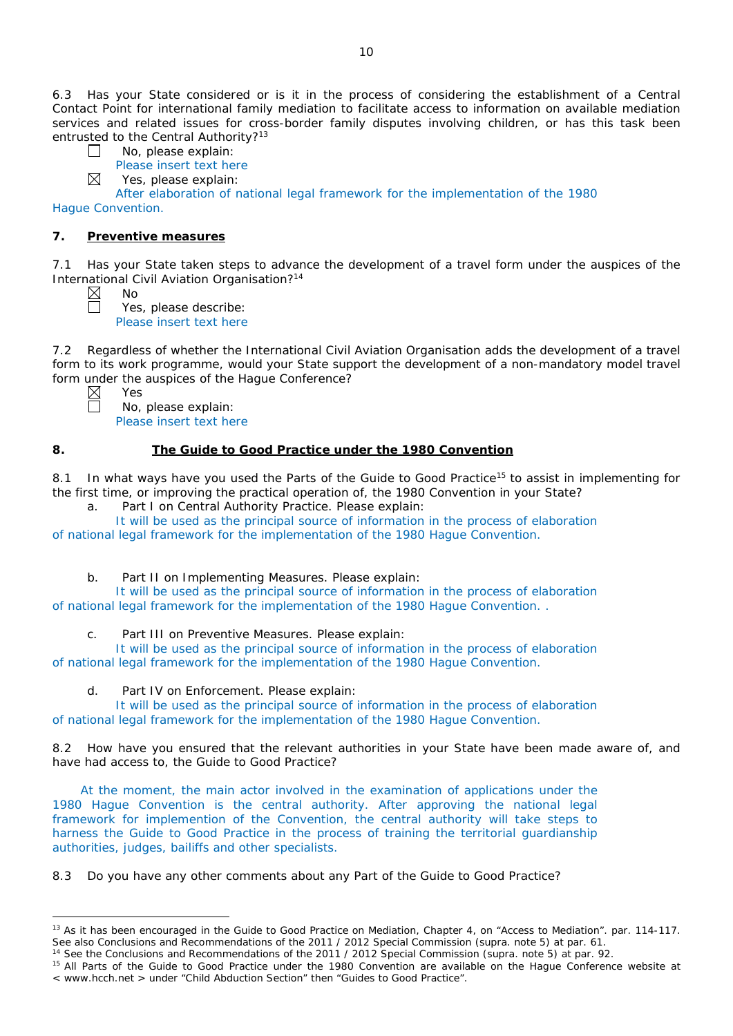6.3 Has your State considered or is it in the process of considering the establishment of a Central Contact Point for international family mediation to facilitate access to information on available mediation services and related issues for cross-border family disputes involving children, or has this task been entrusted to the Central Authority?[13]

☐ No, please explain:
Please insert text here

☒ Yes, please explain:
After elaboration of national legal framework for the implementation of the 1980 Hague Convention.

## 7. Preventive measures

7.1 Has your State taken steps to advance the development of a travel form under the auspices of the International Civil Aviation Organisation?[14]

☒ No

☐ Yes, please describe:
Please insert text here

7.2 Regardless of whether the International Civil Aviation Organisation adds the development of a travel form to its work programme, would your State support the development of a non-mandatory model travel form under the auspices of the Hague Conference?

☒ Yes

☐ No, please explain:
Please insert text here

## 8. The Guide to Good Practice under the 1980 Convention

8.1 In what ways have you used the Parts of the Guide to Good Practice[15] to assist in implementing for the first time, or improving the practical operation of, the 1980 Convention in your State?

a. Part I on Central Authority Practice. Please explain:
It will be used as the principal source of information in the process of elaboration of national legal framework for the implementation of the 1980 Hague Convention.

b. Part II on Implementing Measures. Please explain:
It will be used as the principal source of information in the process of elaboration of national legal framework for the implementation of the 1980 Hague Convention. .

c. Part III on Preventive Measures. Please explain:
It will be used as the principal source of information in the process of elaboration of national legal framework for the implementation of the 1980 Hague Convention.

d. Part IV on Enforcement. Please explain:
It will be used as the principal source of information in the process of elaboration of national legal framework for the implementation of the 1980 Hague Convention.

8.2 How have you ensured that the relevant authorities in your State have been made aware of, and have had access to, the Guide to Good Practice?

At the moment, the main actor involved in the examination of applications under the 1980 Hague Convention is the central authority. After approving the national legal framework for implemention of the Convention, the central authority will take steps to harness the Guide to Good Practice in the process of training the territorial guardianship authorities, judges, bailiffs and other specialists.

8.3 Do you have any other comments about any Part of the Guide to Good Practice?

---

[13] As it has been encouraged in the Guide to Good Practice on Mediation, Chapter 4, on "Access to Mediation". par. 114-117. See also Conclusions and Recommendations of the 2011 / 2012 Special Commission (supra. note 5) at par. 61.

[14] See the Conclusions and Recommendations of the 2011 / 2012 Special Commission (supra. note 5) at par. 92.

[15] All Parts of the Guide to Good Practice under the 1980 Convention are available on the Hague Conference website at < www.hcch.net > under "Child Abduction Section" then "Guides to Good Practice".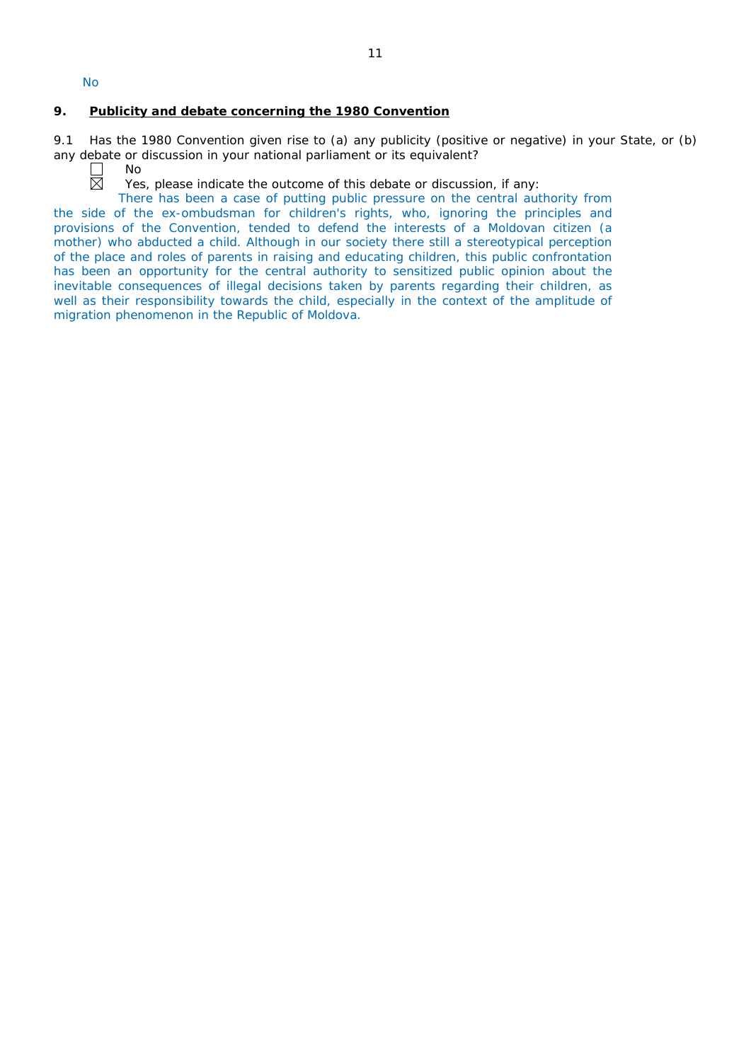No

## 9. Publicity and debate concerning the 1980 Convention

9.1 Has the 1980 Convention given rise to (a) any publicity (positive or negative) in your State, or (b) any debate or discussion in your national parliament or its equivalent?

☐ No

☒ Yes, please indicate the outcome of this debate or discussion, if any:

There has been a case of putting public pressure on the central authority from the side of the ex-ombudsman for children's rights, who, ignoring the principles and provisions of the Convention, tended to defend the interests of a Moldovan citizen (a mother) who abducted a child. Although in our society there still a stereotypical perception of the place and roles of parents in raising and educating children, this public confrontation has been an opportunity for the central authority to sensitized public opinion about the inevitable consequences of illegal decisions taken by parents regarding their children, as well as their responsibility towards the child, especially in the context of the amplitude of migration phenomenon in the Republic of Moldova.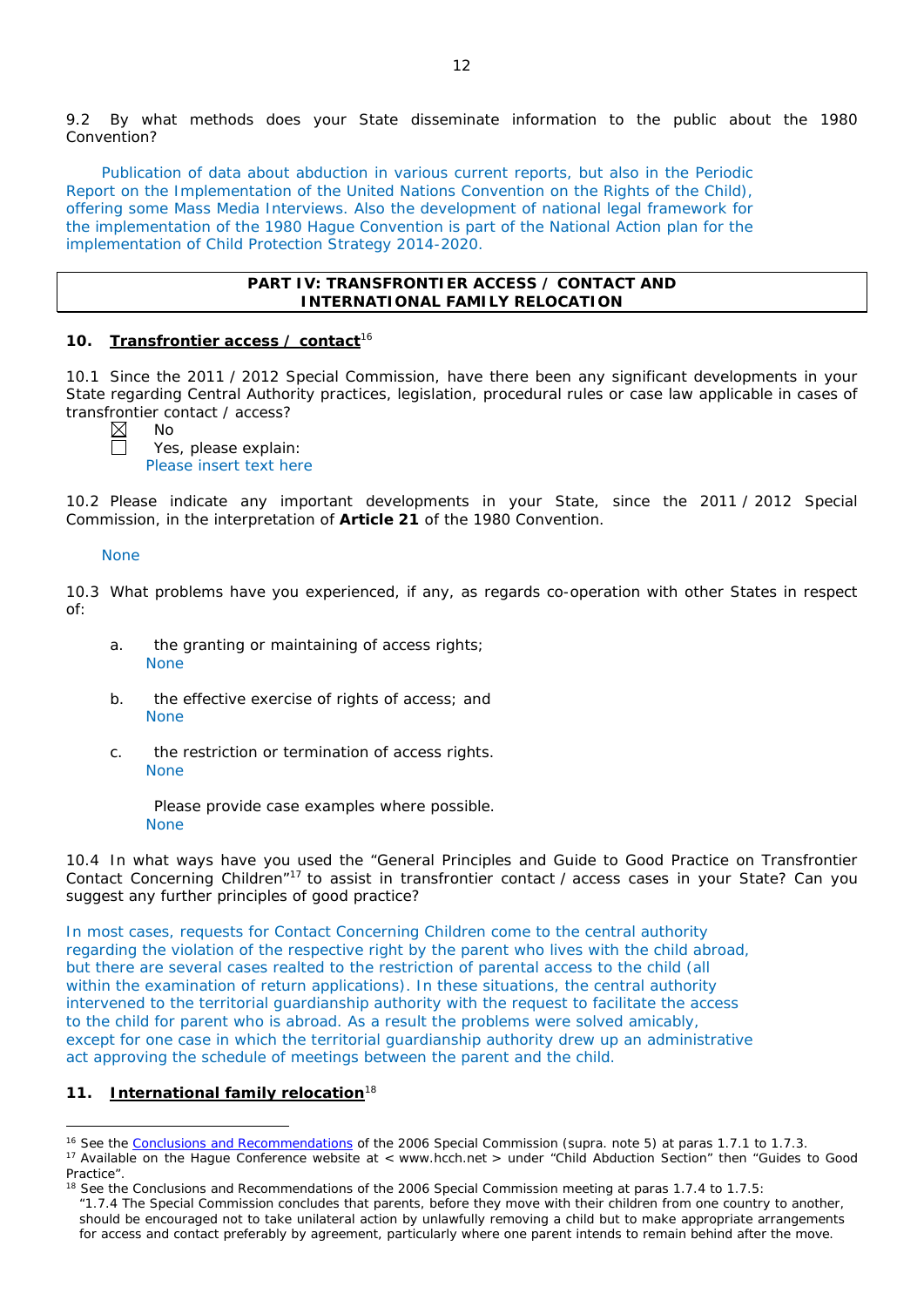9.2 By what methods does your State disseminate information to the public about the 1980 Convention?

Publication of data about abduction in various current reports, but also in the Periodic Report on the Implementation of the United Nations Convention on the Rights of the Child), offering some Mass Media Interviews. Also the development of national legal framework for the implementation of the 1980 Hague Convention is part of the National Action plan for the implementation of Child Protection Strategy 2014-2020.

## PART IV: TRANSFRONTIER ACCESS / CONTACT AND INTERNATIONAL FAMILY RELOCATION

### 10. Transfrontier access / contact[16]

10.1 Since the 2011 / 2012 Special Commission, have there been any significant developments in your State regarding Central Authority practices, legislation, procedural rules or case law applicable in cases of transfrontier contact / access?

☒ No
☐ Yes, please explain:
Please insert text here

10.2 Please indicate any important developments in your State, since the 2011 / 2012 Special Commission, in the interpretation of **Article 21** of the 1980 Convention.

None

10.3 What problems have you experienced, if any, as regards co-operation with other States in respect of:

a. the granting or maintaining of access rights;
None

b. the effective exercise of rights of access; and
None

c. the restriction or termination of access rights.
None

Please provide case examples where possible.
None

10.4 In what ways have you used the "General Principles and Guide to Good Practice on Transfrontier Contact Concerning Children"[17] to assist in transfrontier contact / access cases in your State? Can you suggest any further principles of good practice?

In most cases, requests for Contact Concerning Children come to the central authority regarding the violation of the respective right by the parent who lives with the child abroad, but there are several cases realted to the restriction of parental access to the child (all within the examination of return applications). In these situations, the central authority intervened to the territorial guardianship authority with the request to facilitate the access to the child for parent who is abroad. As a result the problems were solved amicably, except for one case in which the territorial guardianship authority drew up an administrative act approving the schedule of meetings between the parent and the child.

### 11. International family relocation[18]

---

[16] See the Conclusions and Recommendations of the 2006 Special Commission (supra. note 5) at paras 1.7.1 to 1.7.3.

[17] Available on the Hague Conference website at < www.hcch.net > under "Child Abduction Section" then "Guides to Good Practice".

[18] See the Conclusions and Recommendations of the 2006 Special Commission meeting at paras 1.7.4 to 1.7.5:
"1.7.4 The Special Commission concludes that parents, before they move with their children from one country to another, should be encouraged not to take unilateral action by unlawfully removing a child but to make appropriate arrangements for access and contact preferably by agreement, particularly where one parent intends to remain behind after the move.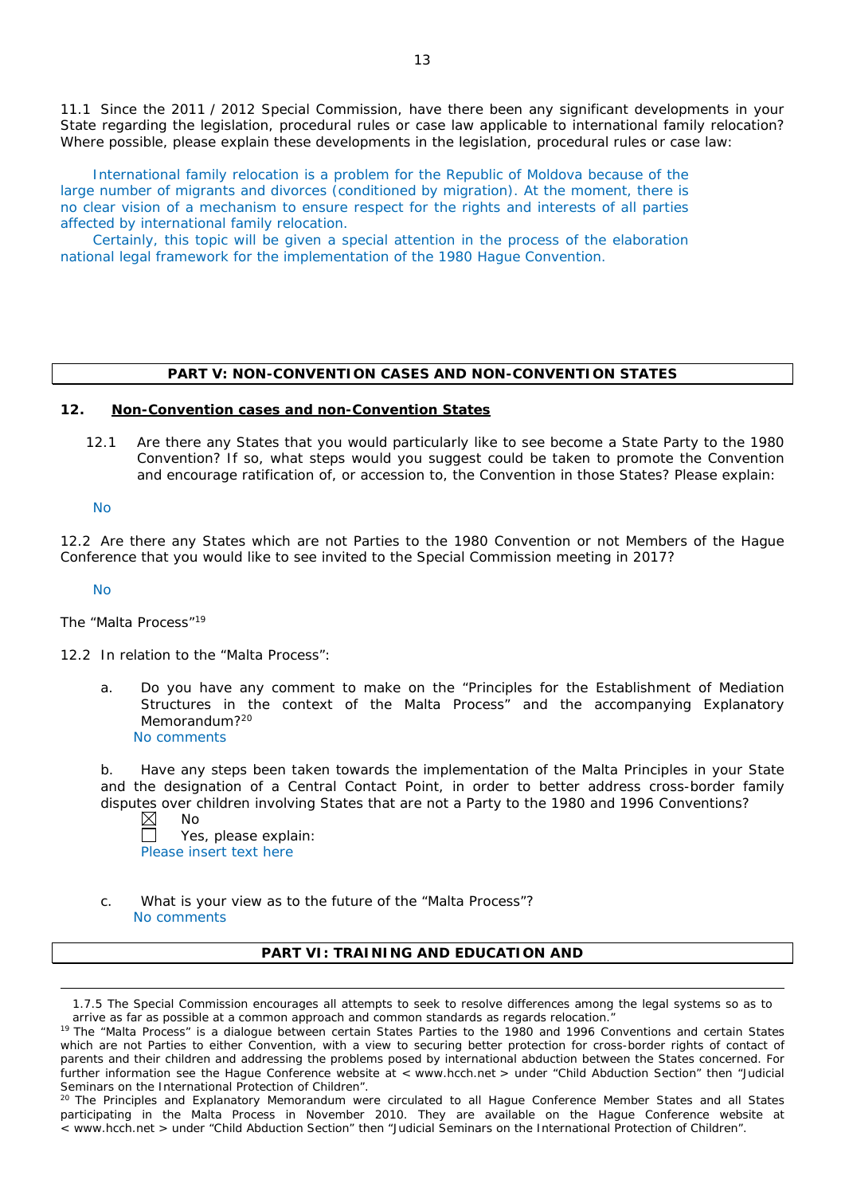11.1 Since the 2011 / 2012 Special Commission, have there been any significant developments in your State regarding the legislation, procedural rules or case law applicable to international family relocation? Where possible, please explain these developments in the legislation, procedural rules or case law:

International family relocation is a problem for the Republic of Moldova because of the large number of migrants and divorces (conditioned by migration). At the moment, there is no clear vision of a mechanism to ensure respect for the rights and interests of all parties affected by international family relocation.

Certainly, this topic will be given a special attention in the process of the elaboration national legal framework for the implementation of the 1980 Hague Convention.

## PART V: NON-CONVENTION CASES AND NON-CONVENTION STATES

### 12. Non-Convention cases and non-Convention States

12.1 Are there any States that you would particularly like to see become a State Party to the 1980 Convention? If so, what steps would you suggest could be taken to promote the Convention and encourage ratification of, or accession to, the Convention in those States? Please explain:

No

12.2 Are there any States which are not Parties to the 1980 Convention or not Members of the Hague Conference that you would like to see invited to the Special Commission meeting in 2017?

No

The "Malta Process"[19]

12.2 In relation to the "Malta Process":

a. Do you have any comment to make on the "Principles for the Establishment of Mediation Structures in the context of the Malta Process" and the accompanying Explanatory Memorandum?[20]
No comments

b. Have any steps been taken towards the implementation of the Malta Principles in your State and the designation of a Central Contact Point, in order to better address cross-border family disputes over children involving States that are not a Party to the 1980 and 1996 Conventions?
☒ No
☐ Yes, please explain:
Please insert text here

c. What is your view as to the future of the "Malta Process"?
No comments

## PART VI: TRAINING AND EDUCATION AND

---

1.7.5 The Special Commission encourages all attempts to seek to resolve differences among the legal systems so as to arrive as far as possible at a common approach and common standards as regards relocation."

[19] The "Malta Process" is a dialogue between certain States Parties to the 1980 and 1996 Conventions and certain States which are not Parties to either Convention, with a view to securing better protection for cross-border rights of contact of parents and their children and addressing the problems posed by international abduction between the States concerned. For further information see the Hague Conference website at < www.hcch.net > under "Child Abduction Section" then "Judicial Seminars on the International Protection of Children".

[20] The Principles and Explanatory Memorandum were circulated to all Hague Conference Member States and all States participating in the Malta Process in November 2010. They are available on the Hague Conference website at < www.hcch.net > under "Child Abduction Section" then "Judicial Seminars on the International Protection of Children".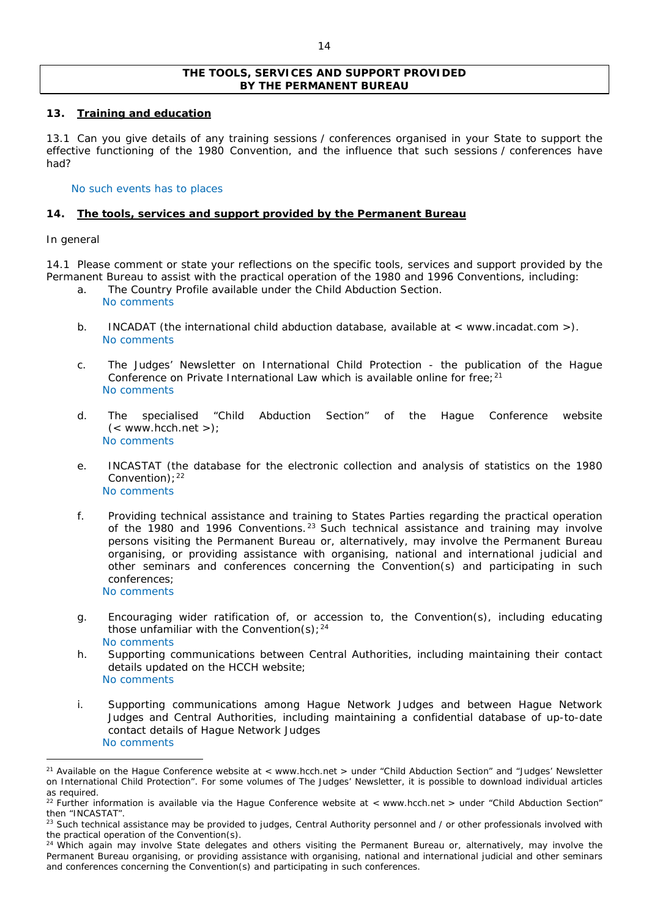**THE TOOLS, SERVICES AND SUPPORT PROVIDED BY THE PERMANENT BUREAU**

## 13. Training and education

13.1 Can you give details of any training sessions / conferences organised in your State to support the effective functioning of the 1980 Convention, and the influence that such sessions / conferences have had?

No such events has to places

## 14. The tools, services and support provided by the Permanent Bureau

In general

14.1 Please comment or state your reflections on the specific tools, services and support provided by the Permanent Bureau to assist with the practical operation of the 1980 and 1996 Conventions, including:

a. The Country Profile available under the Child Abduction Section.
   No comments

b. INCADAT (the international child abduction database, available at < www.incadat.com >).
   No comments

c. The Judges' Newsletter on International Child Protection - the publication of the Hague Conference on Private International Law which is available online for free;[21]
   No comments

d. The specialised "Child Abduction Section" of the Hague Conference website (< www.hcch.net >);
   No comments

e. INCASTAT (the database for the electronic collection and analysis of statistics on the 1980 Convention);[22]
   No comment

f. Providing technical assistance and training to States Parties regarding the practical operation of the 1980 and 1996 Conventions.[23] Such technical assistance and training may involve persons visiting the Permanent Bureau or, alternatively, may involve the Permanent Bureau organising, or providing assistance with organising, national and international judicial and other seminars and conferences concerning the Convention(s) and participating in such conferences;
   No comments

g. Encouraging wider ratification of, or accession to, the Convention(s), including educating those unfamiliar with the Convention(s);[24]
   No comments

h. Supporting communications between Central Authorities, including maintaining their contact details updated on the HCCH website;
   No comments

i. Supporting communications among Hague Network Judges and between Hague Network Judges and Central Authorities, including maintaining a confidential database of up-to-date contact details of Hague Network Judges
   No comments

---

[21] Available on the Hague Conference website at < www.hcch.net > under "Child Abduction Section" and "Judges' Newsletter on International Child Protection". For some volumes of The Judges' Newsletter, it is possible to download individual articles as required.

[22] Further information is available via the Hague Conference website at < www.hcch.net > under "Child Abduction Section" then "INCASTAT".

[23] Such technical assistance may be provided to judges, Central Authority personnel and / or other professionals involved with the practical operation of the Convention(s).

[24] Which again may involve State delegates and others visiting the Permanent Bureau or, alternatively, may involve the Permanent Bureau organising, or providing assistance with organising, national and international judicial and other seminars and conferences concerning the Convention(s) and participating in such conferences.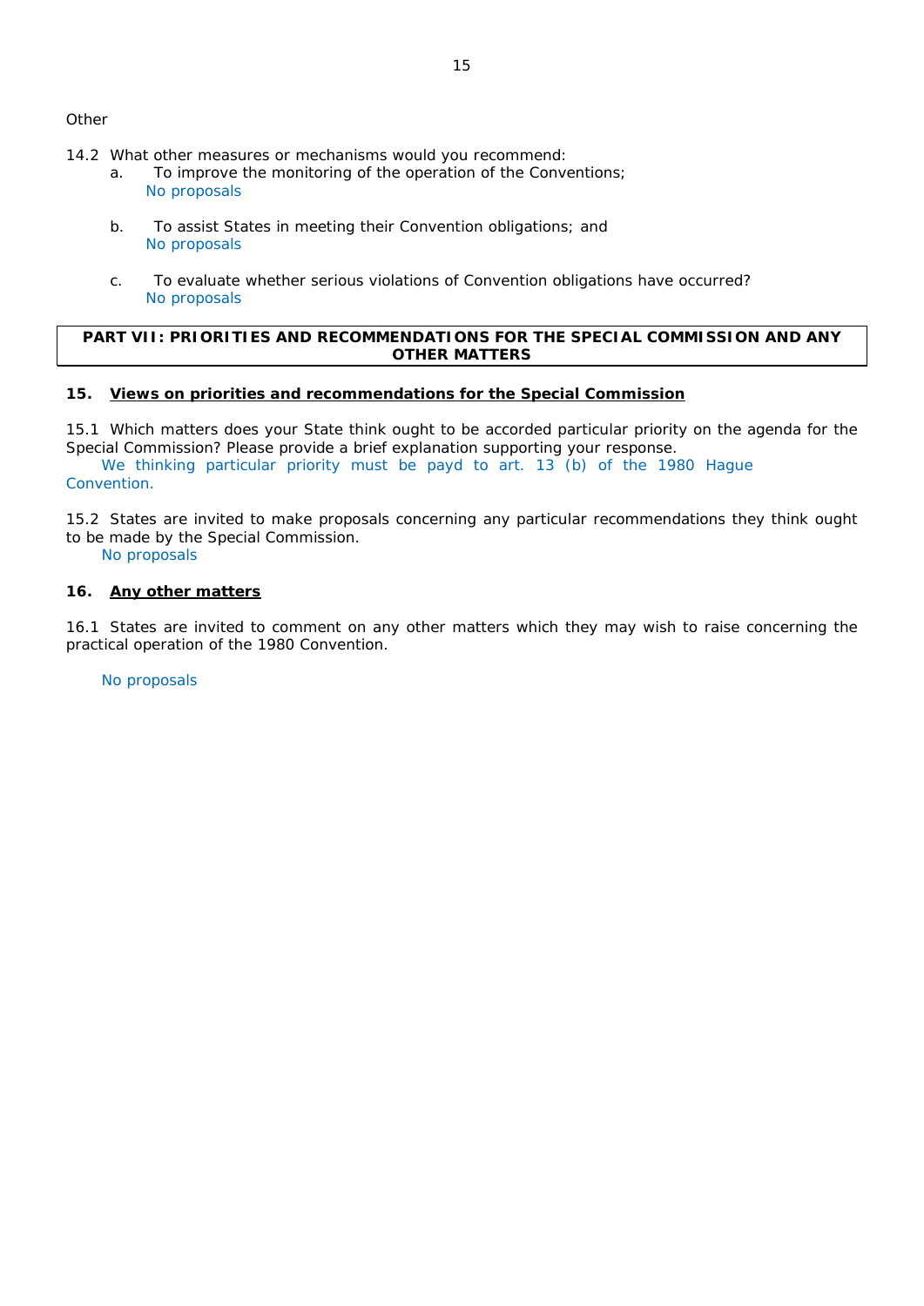Other

14.2 What other measures or mechanisms would you recommend:

a. To improve the monitoring of the operation of the Conventions;
   No proposals

b. To assist States in meeting their Convention obligations; and
   No proposals

c. To evaluate whether serious violations of Convention obligations have occurred?
   No proposals

**PART VII: PRIORITIES AND RECOMMENDATIONS FOR THE SPECIAL COMMISSION AND ANY OTHER MATTERS**

### 15. Views on priorities and recommendations for the Special Commission

15.1 Which matters does your State think ought to be accorded particular priority on the agenda for the Special Commission? Please provide a brief explanation supporting your response.

We thinking particular priority must be payd to art. 13 (b) of the 1980 Hague Convention.

15.2 States are invited to make proposals concerning any particular recommendations they think ought to be made by the Special Commission.

No proposals

### 16. Any other matters

16.1 States are invited to comment on any other matters which they may wish to raise concerning the practical operation of the 1980 Convention.

No proposals